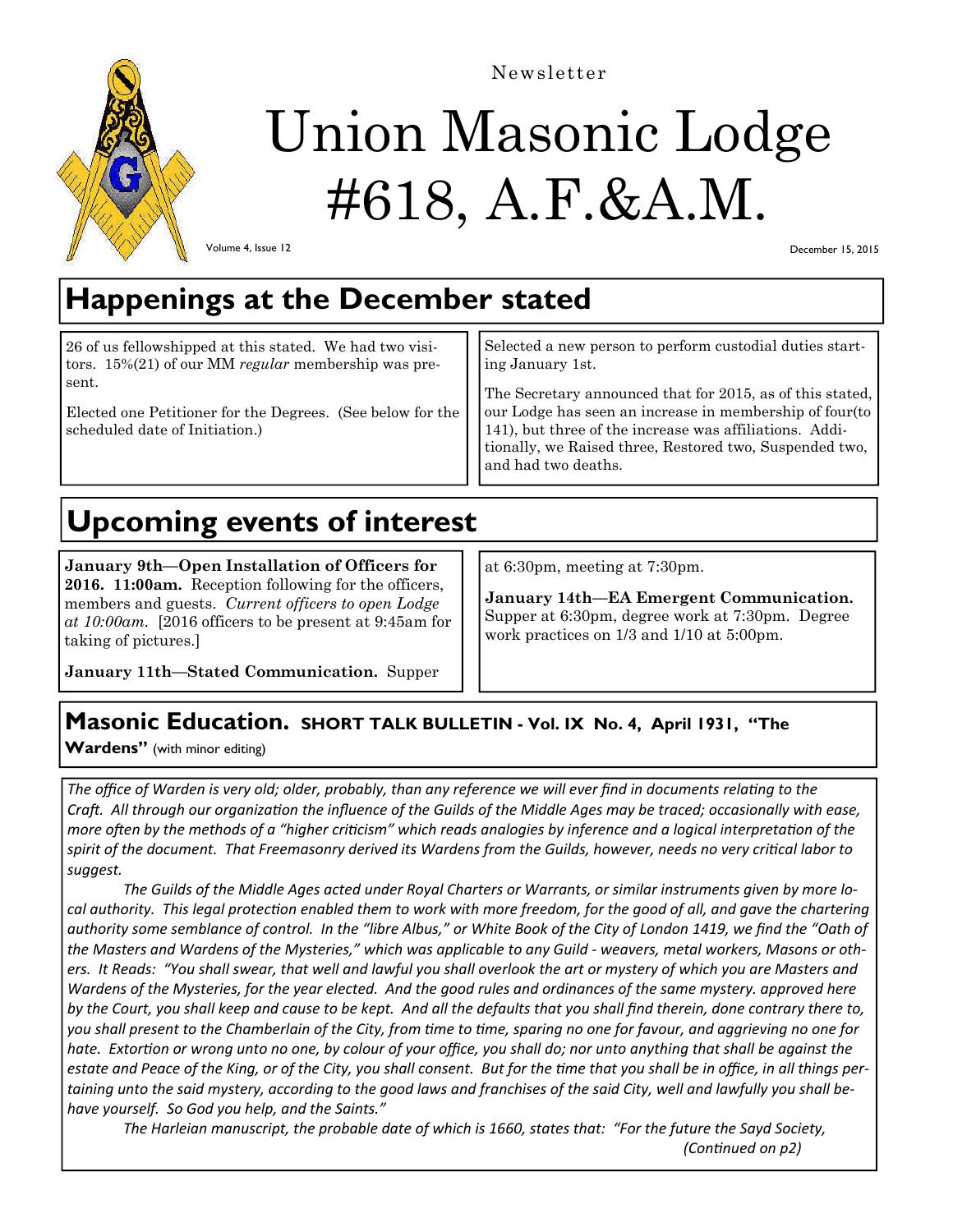Newsletter

# Union Masonic Lodge #618, A.F.&A.M.

Volume 4, Issue 12

December 15, 2015

## Happenings at the December stated

26 of us fellowshipped at this stated. We had two visitors. 15%(21) of our MM *regular* membership was present.

Elected one Petitioner for the Degrees. (See below for the scheduled date of Initiation.)

Selected a new person to perform custodial duties starting January 1st.

The Secretary announced that for 2015, as of this stated, our Lodge has seen an increase in membership of four(to 141), but three of the increase was affiliations. Additionally, we Raised three, Restored two, Suspended two, and had two deaths.

## Upcoming events of interest

**January 9th—Open Installation of Officers for 2016. 11:00am.** Reception following for the officers, members and guests. *Current officers to open Lodge at 10:00am.* [2016 officers to be present at 9:45am for taking of pictures.]

**January 11th—Stated Communication.** Supper at 6:30pm, meeting at 7:30pm.

**January 14th—EA Emergent Communication.** Supper at 6:30pm, degree work at 7:30pm. Degree work practices on 1/3 and 1/10 at 5:00pm.

## Masonic Education. SHORT TALK BULLETIN - Vol. IX No. 4, April 1931, "The Wardens" (with minor editing)

*The office of Warden is very old; older, probably, than any reference we will ever find in documents relating to the Craft. All through our organization the influence of the Guilds of the Middle Ages may be traced; occasionally with ease, more often by the methods of a "higher criticism" which reads analogies by inference and a logical interpretation of the spirit of the document. That Freemasonry derived its Wardens from the Guilds, however, needs no very critical labor to suggest.*

*The Guilds of the Middle Ages acted under Royal Charters or Warrants, or similar instruments given by more local authority. This legal protection enabled them to work with more freedom, for the good of all, and gave the chartering authority some semblance of control. In the "libre Albus," or White Book of the City of London 1419, we find the "Oath of the Masters and Wardens of the Mysteries," which was applicable to any Guild - weavers, metal workers, Masons or others. It Reads: "You shall swear, that well and lawful you shall overlook the art or mystery of which you are Masters and Wardens of the Mysteries, for the year elected. And the good rules and ordinances of the same mystery. approved here by the Court, you shall keep and cause to be kept. And all the defaults that you shall find therein, done contrary there to, you shall present to the Chamberlain of the City, from time to time, sparing no one for favour, and aggrieving no one for hate. Extortion or wrong unto no one, by colour of your office, you shall do; nor unto anything that shall be against the estate and Peace of the King, or of the City, you shall consent. But for the time that you shall be in office, in all things pertaining unto the said mystery, according to the good laws and franchises of the said City, well and lawfully you shall behave yourself. So God you help, and the Saints."*

*The Harleian manuscript, the probable date of which is 1660, states that: "For the future the Sayd Society,*

*(Continued on p2)*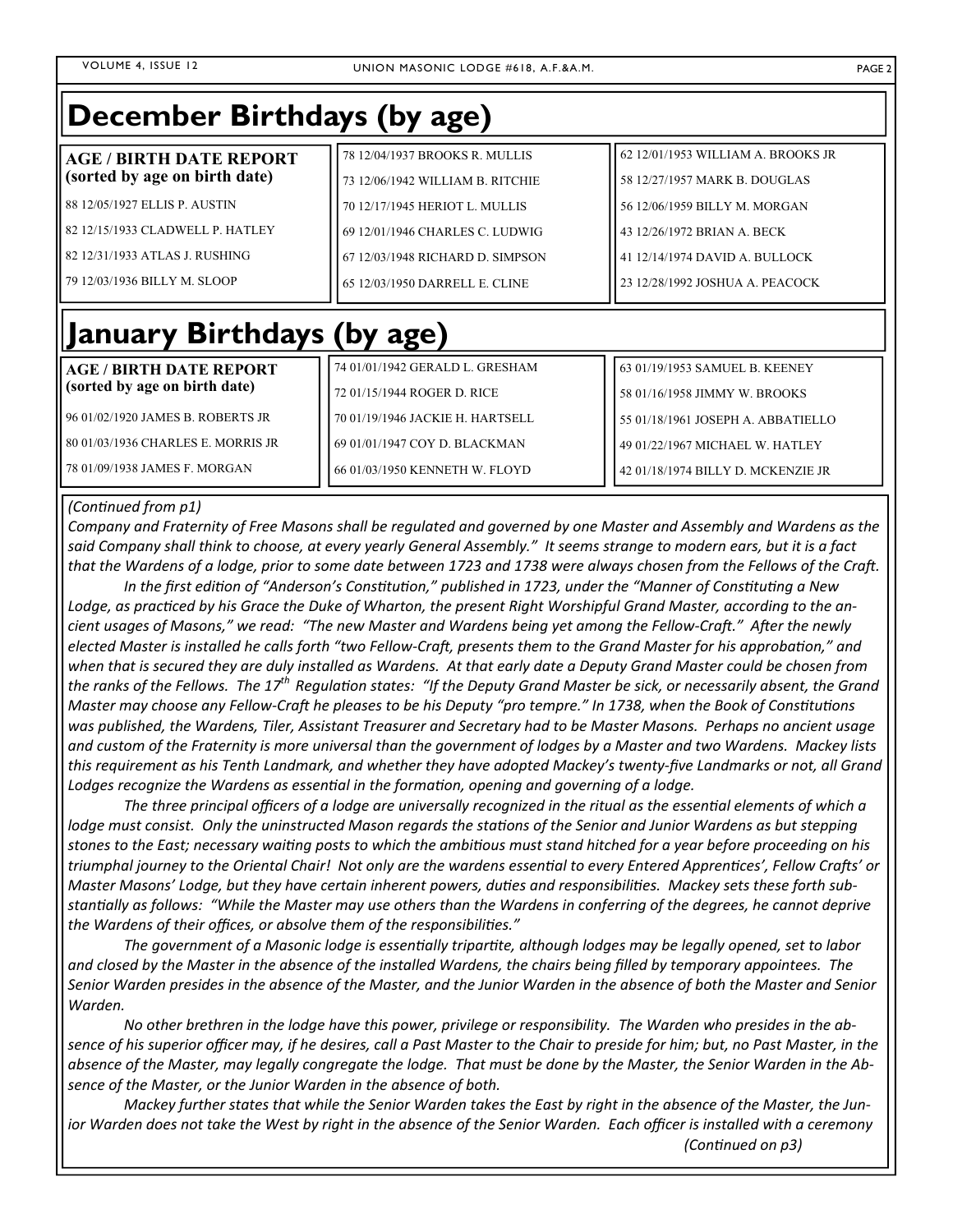## December Birthdays (by age)

**AGE / BIRTH DATE REPORT (sorted by age on birth date)**

88 12/05/1927 ELLIS P. AUSTIN

82 12/15/1933 CLADWELL P. HATLEY

82 12/31/1933 ATLAS J. RUSHING

79 12/03/1936 BILLY M. SLOOP

78 12/04/1937 BROOKS R. MULLIS

73 12/06/1942 WILLIAM B. RITCHIE

70 12/17/1945 HERIOT L. MULLIS

69 12/01/1946 CHARLES C. LUDWIG

67 12/03/1948 RICHARD D. SIMPSON

65 12/03/1950 DARRELL E. CLINE

62 12/01/1953 WILLIAM A. BROOKS JR

58 12/27/1957 MARK B. DOUGLAS

56 12/06/1959 BILLY M. MORGAN

43 12/26/1972 BRIAN A. BECK

41 12/14/1974 DAVID A. BULLOCK

23 12/28/1992 JOSHUA A. PEACOCK

## January Birthdays (by age)

**AGE / BIRTH DATE REPORT (sorted by age on birth date)**

96 01/02/1920 JAMES B. ROBERTS JR

80 01/03/1936 CHARLES E. MORRIS JR

78 01/09/1938 JAMES F. MORGAN

74 01/01/1942 GERALD L. GRESHAM

72 01/15/1944 ROGER D. RICE

70 01/19/1946 JACKIE H. HARTSELL

69 01/01/1947 COY D. BLACKMAN

66 01/03/1950 KENNETH W. FLOYD

63 01/19/1953 SAMUEL B. KEENEY

58 01/16/1958 JIMMY W. BROOKS

55 01/18/1961 JOSEPH A. ABBATIELLO

49 01/22/1967 MICHAEL W. HATLEY

42 01/18/1974 BILLY D. MCKENZIE JR

*(Continued from p1)*

*Company and Fraternity of Free Masons shall be regulated and governed by one Master and Assembly and Wardens as the said Company shall think to choose, at every yearly General Assembly." It seems strange to modern ears, but it is a fact that the Wardens of a lodge, prior to some date between 1723 and 1738 were always chosen from the Fellows of the Craft.*

*In the first edition of "Anderson's Constitution," published in 1723, under the "Manner of Constituting a New Lodge, as practiced by his Grace the Duke of Wharton, the present Right Worshipful Grand Master, according to the ancient usages of Masons," we read: "The new Master and Wardens being yet among the Fellow-Craft." After the newly elected Master is installed he calls forth "two Fellow-Craft, presents them to the Grand Master for his approbation," and when that is secured they are duly installed as Wardens. At that early date a Deputy Grand Master could be chosen from the ranks of the Fellows. The 17th Regulation states: "If the Deputy Grand Master be sick, or necessarily absent, the Grand Master may choose any Fellow-Craft he pleases to be his Deputy "pro tempre." In 1738, when the Book of Constitutions was published, the Wardens, Tiler, Assistant Treasurer and Secretary had to be Master Masons. Perhaps no ancient usage and custom of the Fraternity is more universal than the government of lodges by a Master and two Wardens. Mackey lists this requirement as his Tenth Landmark, and whether they have adopted Mackey's twenty-five Landmarks or not, all Grand Lodges recognize the Wardens as essential in the formation, opening and governing of a lodge.*

*The three principal officers of a lodge are universally recognized in the ritual as the essential elements of which a lodge must consist. Only the uninstructed Mason regards the stations of the Senior and Junior Wardens as but stepping stones to the East; necessary waiting posts to which the ambitious must stand hitched for a year before proceeding on his triumphal journey to the Oriental Chair! Not only are the wardens essential to every Entered Apprentices', Fellow Crafts' or Master Masons' Lodge, but they have certain inherent powers, duties and responsibilities. Mackey sets these forth substantially as follows: "While the Master may use others than the Wardens in conferring of the degrees, he cannot deprive the Wardens of their offices, or absolve them of the responsibilities."*

*The government of a Masonic lodge is essentially tripartite, although lodges may be legally opened, set to labor and closed by the Master in the absence of the installed Wardens, the chairs being filled by temporary appointees. The Senior Warden presides in the absence of the Master, and the Junior Warden in the absence of both the Master and Senior Warden.*

*No other brethren in the lodge have this power, privilege or responsibility. The Warden who presides in the absence of his superior officer may, if he desires, call a Past Master to the Chair to preside for him; but, no Past Master, in the absence of the Master, may legally congregate the lodge. That must be done by the Master, the Senior Warden in the Absence of the Master, or the Junior Warden in the absence of both.*

*Mackey further states that while the Senior Warden takes the East by right in the absence of the Master, the Junior Warden does not take the West by right in the absence of the Senior Warden. Each officer is installed with a ceremony*

*(Continued on p3)*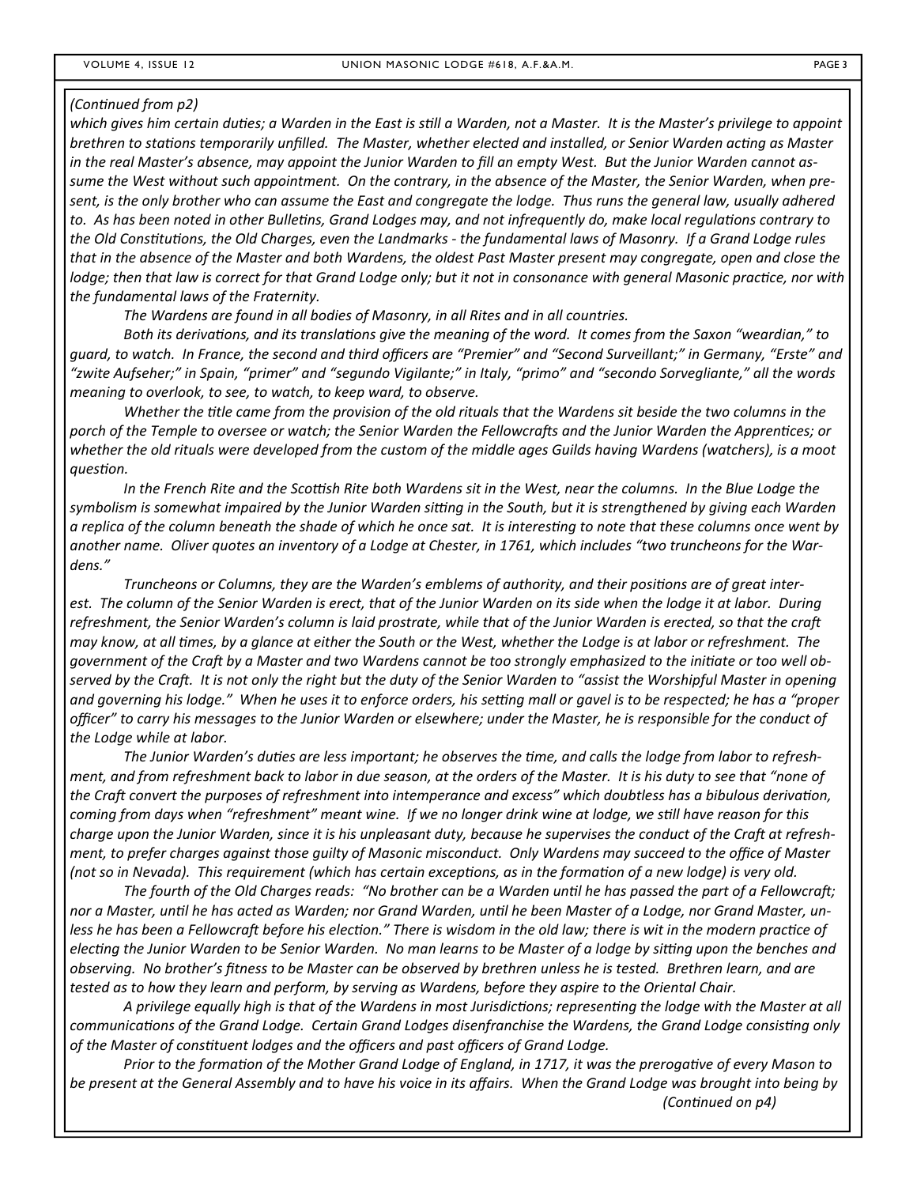*(Continued from p2)*

*which gives him certain duties; a Warden in the East is still a Warden, not a Master. It is the Master's privilege to appoint brethren to stations temporarily unfilled. The Master, whether elected and installed, or Senior Warden acting as Master in the real Master's absence, may appoint the Junior Warden to fill an empty West. But the Junior Warden cannot assume the West without such appointment. On the contrary, in the absence of the Master, the Senior Warden, when present, is the only brother who can assume the East and congregate the lodge. Thus runs the general law, usually adhered to. As has been noted in other Bulletins, Grand Lodges may, and not infrequently do, make local regulations contrary to the Old Constitutions, the Old Charges, even the Landmarks - the fundamental laws of Masonry. If a Grand Lodge rules that in the absence of the Master and both Wardens, the oldest Past Master present may congregate, open and close the lodge; then that law is correct for that Grand Lodge only; but it not in consonance with general Masonic practice, nor with the fundamental laws of the Fraternity.*

*The Wardens are found in all bodies of Masonry, in all Rites and in all countries.*

*Both its derivations, and its translations give the meaning of the word. It comes from the Saxon "weardian," to guard, to watch. In France, the second and third officers are "Premier" and "Second Surveillant;" in Germany, "Erste" and "zwite Aufseher;" in Spain, "primer" and "segundo Vigilante;" in Italy, "primo" and "secondo Sorvegliante," all the words meaning to overlook, to see, to watch, to keep ward, to observe.*

*Whether the title came from the provision of the old rituals that the Wardens sit beside the two columns in the porch of the Temple to oversee or watch; the Senior Warden the Fellowcrafts and the Junior Warden the Apprentices; or whether the old rituals were developed from the custom of the middle ages Guilds having Wardens (watchers), is a moot question.*

*In the French Rite and the Scottish Rite both Wardens sit in the West, near the columns. In the Blue Lodge the symbolism is somewhat impaired by the Junior Warden sitting in the South, but it is strengthened by giving each Warden a replica of the column beneath the shade of which he once sat. It is interesting to note that these columns once went by another name. Oliver quotes an inventory of a Lodge at Chester, in 1761, which includes "two truncheons for the Wardens."*

*Truncheons or Columns, they are the Warden's emblems of authority, and their positions are of great interest. The column of the Senior Warden is erect, that of the Junior Warden on its side when the lodge it at labor. During refreshment, the Senior Warden's column is laid prostrate, while that of the Junior Warden is erected, so that the craft may know, at all times, by a glance at either the South or the West, whether the Lodge is at labor or refreshment. The government of the Craft by a Master and two Wardens cannot be too strongly emphasized to the initiate or too well observed by the Craft. It is not only the right but the duty of the Senior Warden to "assist the Worshipful Master in opening and governing his lodge." When he uses it to enforce orders, his setting mall or gavel is to be respected; he has a "proper officer" to carry his messages to the Junior Warden or elsewhere; under the Master, he is responsible for the conduct of the Lodge while at labor.*

*The Junior Warden's duties are less important; he observes the time, and calls the lodge from labor to refreshment, and from refreshment back to labor in due season, at the orders of the Master. It is his duty to see that "none of the Craft convert the purposes of refreshment into intemperance and excess" which doubtless has a bibulous derivation, coming from days when "refreshment" meant wine. If we no longer drink wine at lodge, we still have reason for this charge upon the Junior Warden, since it is his unpleasant duty, because he supervises the conduct of the Craft at refreshment, to prefer charges against those guilty of Masonic misconduct. Only Wardens may succeed to the office of Master (not so in Nevada). This requirement (which has certain exceptions, as in the formation of a new lodge) is very old.*

*The fourth of the Old Charges reads: "No brother can be a Warden until he has passed the part of a Fellowcraft; nor a Master, until he has acted as Warden; nor Grand Warden, until he been Master of a Lodge, nor Grand Master, unless he has been a Fellowcraft before his election." There is wisdom in the old law; there is wit in the modern practice of electing the Junior Warden to be Senior Warden. No man learns to be Master of a lodge by sitting upon the benches and observing. No brother's fitness to be Master can be observed by brethren unless he is tested. Brethren learn, and are tested as to how they learn and perform, by serving as Wardens, before they aspire to the Oriental Chair.*

*A privilege equally high is that of the Wardens in most Jurisdictions; representing the lodge with the Master at all communications of the Grand Lodge. Certain Grand Lodges disenfranchise the Wardens, the Grand Lodge consisting only of the Master of constituent lodges and the officers and past officers of Grand Lodge.*

*Prior to the formation of the Mother Grand Lodge of England, in 1717, it was the prerogative of every Mason to be present at the General Assembly and to have his voice in its affairs. When the Grand Lodge was brought into being by*

*(Continued on p4)*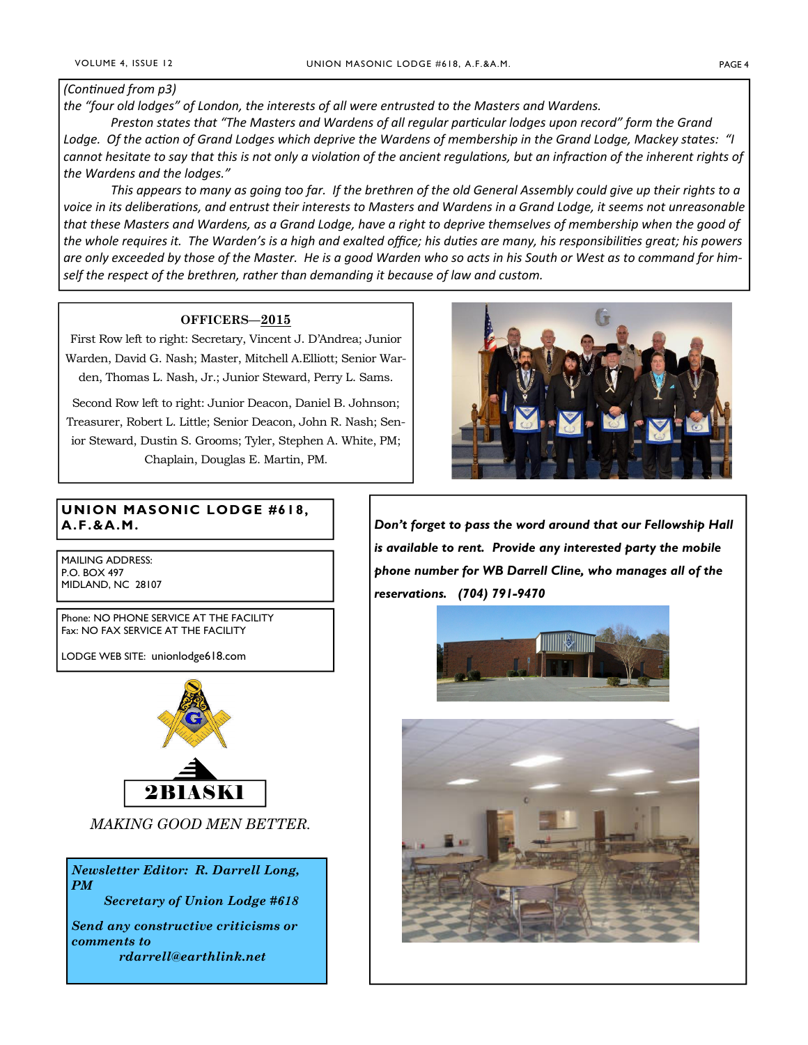*(Continued from p3)*

*the "four old lodges" of London, the interests of all were entrusted to the Masters and Wardens.*

*Preston states that "The Masters and Wardens of all regular particular lodges upon record" form the Grand Lodge. Of the action of Grand Lodges which deprive the Wardens of membership in the Grand Lodge, Mackey states: "I cannot hesitate to say that this is not only a violation of the ancient regulations, but an infraction of the inherent rights of the Wardens and the lodges."*

*This appears to many as going too far. If the brethren of the old General Assembly could give up their rights to a voice in its deliberations, and entrust their interests to Masters and Wardens in a Grand Lodge, it seems not unreasonable that these Masters and Wardens, as a Grand Lodge, have a right to deprive themselves of membership when the good of the whole requires it. The Warden's is a high and exalted office; his duties are many, his responsibilities great; his powers are only exceeded by those of the Master. He is a good Warden who so acts in his South or West as to command for himself the respect of the brethren, rather than demanding it because of law and custom.*

**OFFICERS—2015**

First Row left to right: Secretary, Vincent J. D'Andrea; Junior Warden, David G. Nash; Master, Mitchell A.Elliott; Senior Warden, Thomas L. Nash, Jr.; Junior Steward, Perry L. Sams.

Second Row left to right: Junior Deacon, Daniel B. Johnson; Treasurer, Robert L. Little; Senior Deacon, John R. Nash; Senior Steward, Dustin S. Grooms; Tyler, Stephen A. White, PM; Chaplain, Douglas E. Martin, PM.

## UNION MASONIC LODGE #618, A.F.&A.M.

MAILING ADDRESS:
P.O. BOX 497
MIDLAND, NC 28107

Phone: NO PHONE SERVICE AT THE FACILITY
Fax: NO FAX SERVICE AT THE FACILITY

LODGE WEB SITE: unionlodge618.com

2B1ASK1

*MAKING GOOD MEN BETTER.*

***Newsletter Editor: R. Darrell Long, PM***
***Secretary of Union Lodge #618***

***Send any constructive criticisms or comments to***
***rdarrell@earthlink.net***

***Don't forget to pass the word around that our Fellowship Hall is available to rent. Provide any interested party the mobile phone number for WB Darrell Cline, who manages all of the reservations. (704) 791-9470***